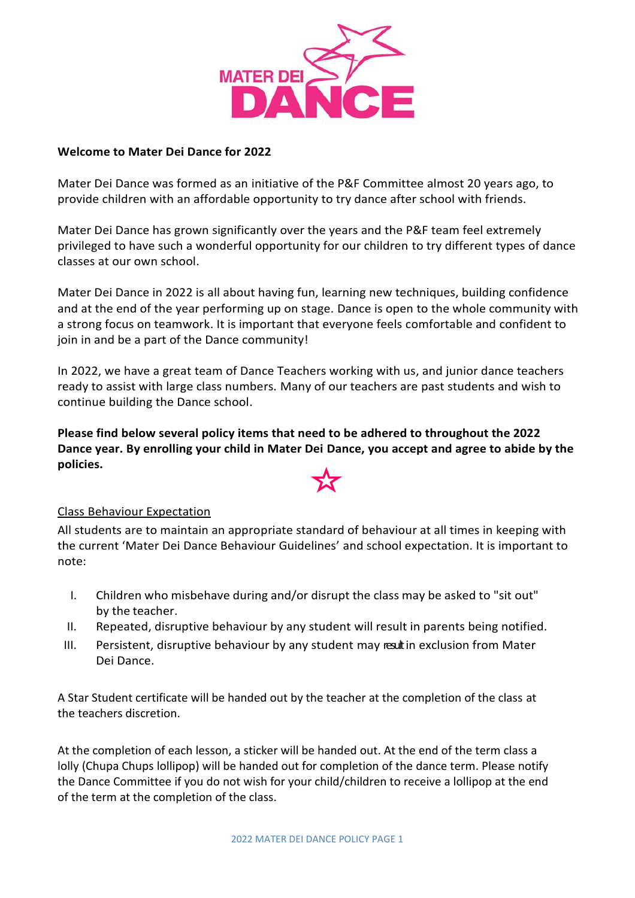MATER DEI DANCE

**Welcome to Mater Dei Dance for 2022**

Mater Dei Dance was formed as an initiative of the P&F Committee almost 20 years ago, to provide children with an affordable opportunity to try dance after school with friends.

Mater Dei Dance has grown significantly over the years and the P&F team feel extremely privileged to have such a wonderful opportunity for our children to try different types of dance classes at our own school.

Mater Dei Dance in 2022 is all about having fun, learning new techniques, building confidence and at the end of the year performing up on stage. Dance is open to the whole community with a strong focus on teamwork. It is important that everyone feels comfortable and confident to join in and be a part of the Dance community!

In 2022, we have a great team of Dance Teachers working with us, and junior dance teachers ready to assist with large class numbers. Many of our teachers are past students and wish to continue building the Dance school.

**Please find below several policy items that need to be adhered to throughout the 2022 Dance year. By enrolling your child in Mater Dei Dance, you accept and agree to abide by the policies.**

☆

<u>Class Behaviour Expectation</u>

All students are to maintain an appropriate standard of behaviour at all times in keeping with the current 'Mater Dei Dance Behaviour Guidelines' and school expectation. It is important to note:

I. Children who misbehave during and/or disrupt the class may be asked to "sit out" by the teacher.
II. Repeated, disruptive behaviour by any student will result in parents being notified.
III. Persistent, disruptive behaviour by any student may result in exclusion from Mater Dei Dance.

A Star Student certificate will be handed out by the teacher at the completion of the class at the teachers discretion.

At the completion of each lesson, a sticker will be handed out. At the end of the term class a lolly (Chupa Chups lollipop) will be handed out for completion of the dance term. Please notify the Dance Committee if you do not wish for your child/children to receive a lollipop at the end of the term at the completion of the class.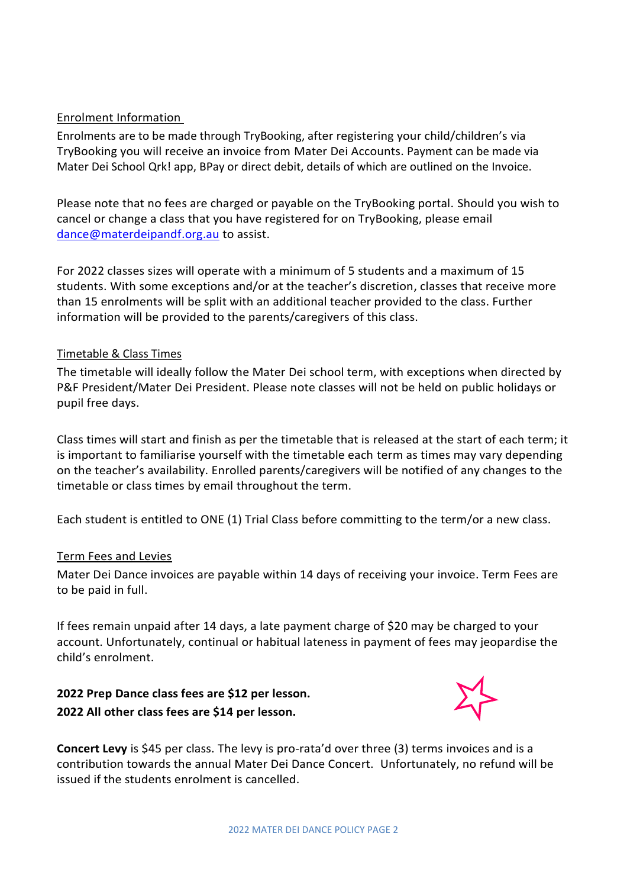## Enrolment Information

Enrolments are to be made through TryBooking, after registering your child/children's via TryBooking you will receive an invoice from Mater Dei Accounts. Payment can be made via Mater Dei School Qrk! app, BPay or direct debit, details of which are outlined on the Invoice.

Please note that no fees are charged or payable on the TryBooking portal. Should you wish to cancel or change a class that you have registered for on TryBooking, please email dance@materdeipandf.org.au to assist.

For 2022 classes sizes will operate with a minimum of 5 students and a maximum of 15 students. With some exceptions and/or at the teacher's discretion, classes that receive more than 15 enrolments will be split with an additional teacher provided to the class. Further information will be provided to the parents/caregivers of this class.

## Timetable & Class Times

The timetable will ideally follow the Mater Dei school term, with exceptions when directed by P&F President/Mater Dei President. Please note classes will not be held on public holidays or pupil free days.

Class times will start and finish as per the timetable that is released at the start of each term; it is important to familiarise yourself with the timetable each term as times may vary depending on the teacher's availability. Enrolled parents/caregivers will be notified of any changes to the timetable or class times by email throughout the term.

Each student is entitled to ONE (1) Trial Class before committing to the term/or a new class.

## Term Fees and Levies

Mater Dei Dance invoices are payable within 14 days of receiving your invoice. Term Fees are to be paid in full.

If fees remain unpaid after 14 days, a late payment charge of $20 may be charged to your account. Unfortunately, continual or habitual lateness in payment of fees may jeopardise the child's enrolment.

**2022 Prep Dance class fees are $12 per lesson.**
**2022 All other class fees are $14 per lesson.**

**Concert Levy** is $45 per class. The levy is pro-rata'd over three (3) terms invoices and is a contribution towards the annual Mater Dei Dance Concert. Unfortunately, no refund will be issued if the students enrolment is cancelled.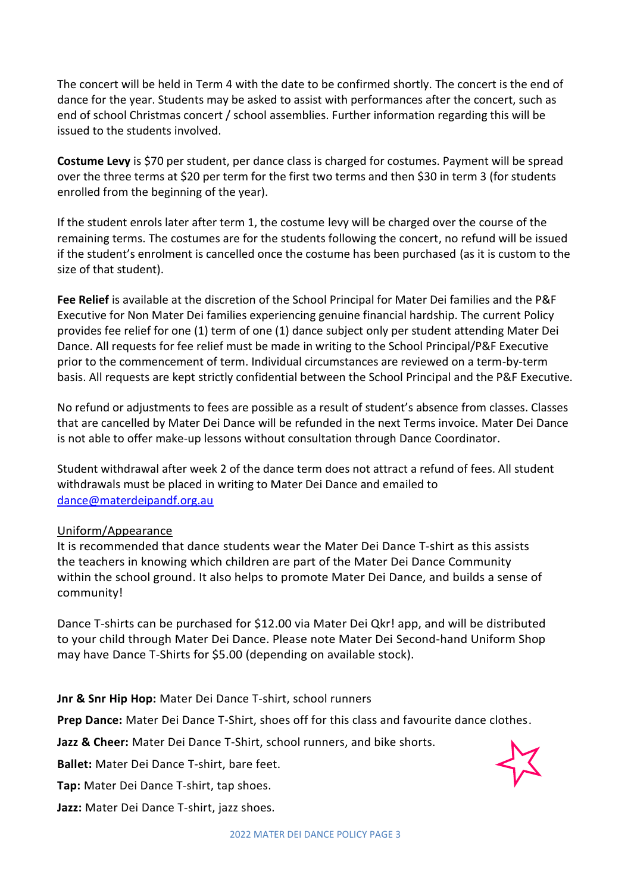The concert will be held in Term 4 with the date to be confirmed shortly. The concert is the end of dance for the year. Students may be asked to assist with performances after the concert, such as end of school Christmas concert / school assemblies. Further information regarding this will be issued to the students involved.

**Costume Levy** is $70 per student, per dance class is charged for costumes. Payment will be spread over the three terms at $20 per term for the first two terms and then $30 in term 3 (for students enrolled from the beginning of the year).

If the student enrols later after term 1, the costume levy will be charged over the course of the remaining terms. The costumes are for the students following the concert, no refund will be issued if the student's enrolment is cancelled once the costume has been purchased (as it is custom to the size of that student).

**Fee Relief** is available at the discretion of the School Principal for Mater Dei families and the P&F Executive for Non Mater Dei families experiencing genuine financial hardship. The current Policy provides fee relief for one (1) term of one (1) dance subject only per student attending Mater Dei Dance. All requests for fee relief must be made in writing to the School Principal/P&F Executive prior to the commencement of term. Individual circumstances are reviewed on a term-by-term basis. All requests are kept strictly confidential between the School Principal and the P&F Executive.

No refund or adjustments to fees are possible as a result of student's absence from classes. Classes that are cancelled by Mater Dei Dance will be refunded in the next Terms invoice. Mater Dei Dance is not able to offer make-up lessons without consultation through Dance Coordinator.

Student withdrawal after week 2 of the dance term does not attract a refund of fees. All student withdrawals must be placed in writing to Mater Dei Dance and emailed to [dance@materdeipandf.org.au](mailto:dance@materdeipandf.org.au)

## Uniform/Appearance

It is recommended that dance students wear the Mater Dei Dance T-shirt as this assists the teachers in knowing which children are part of the Mater Dei Dance Community within the school ground. It also helps to promote Mater Dei Dance, and builds a sense of community!

Dance T-shirts can be purchased for $12.00 via Mater Dei Qkr! app, and will be distributed to your child through Mater Dei Dance. Please note Mater Dei Second-hand Uniform Shop may have Dance T-Shirts for $5.00 (depending on available stock).

**Jnr & Snr Hip Hop:** Mater Dei Dance T-shirt, school runners

**Prep Dance:** Mater Dei Dance T-Shirt, shoes off for this class and favourite dance clothes.

**Jazz & Cheer:** Mater Dei Dance T-Shirt, school runners, and bike shorts.

**Ballet:** Mater Dei Dance T-shirt, bare feet.

**Tap:** Mater Dei Dance T-shirt, tap shoes.

**Jazz:** Mater Dei Dance T-shirt, jazz shoes.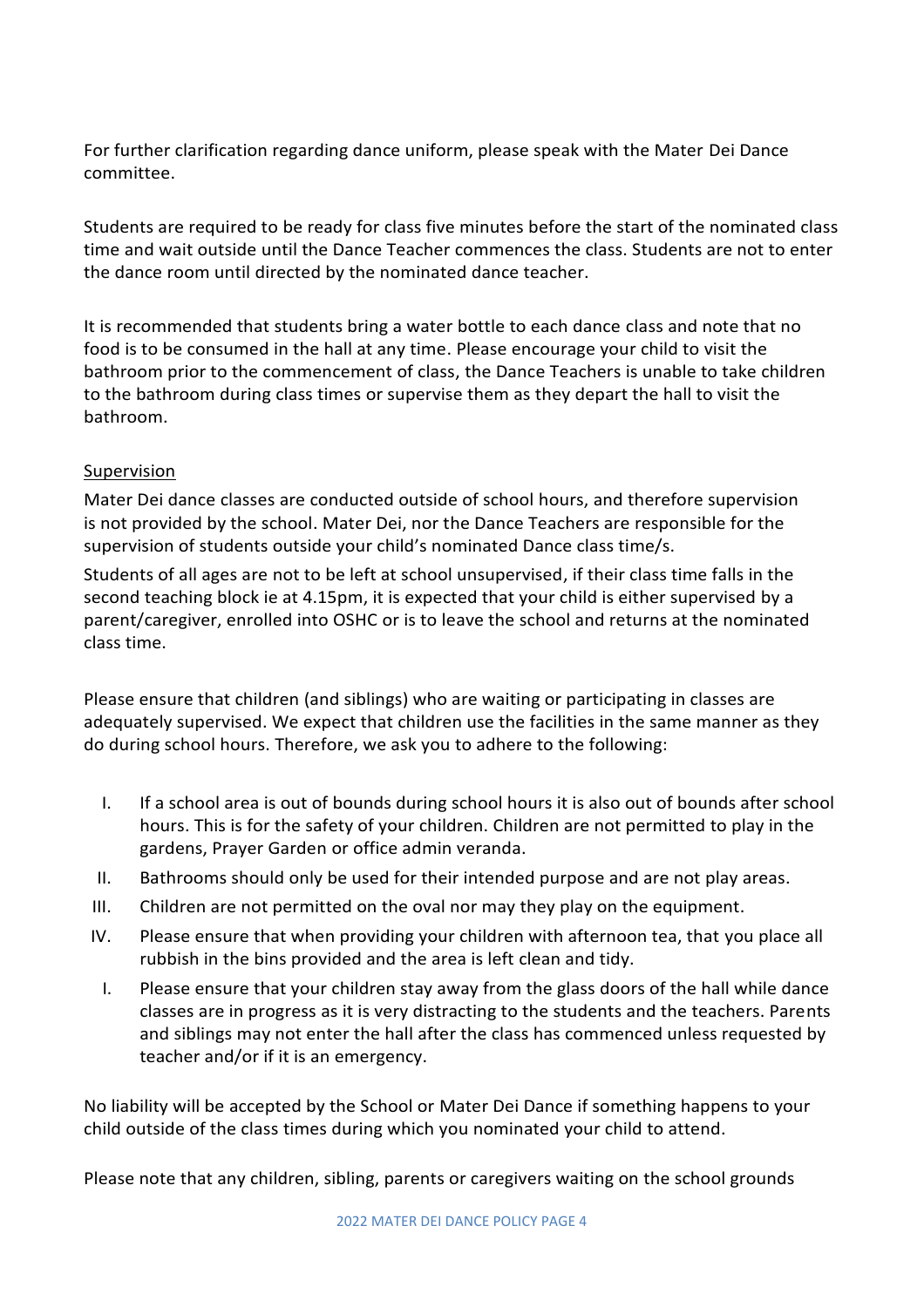For further clarification regarding dance uniform, please speak with the Mater Dei Dance committee.

Students are required to be ready for class five minutes before the start of the nominated class time and wait outside until the Dance Teacher commences the class. Students are not to enter the dance room until directed by the nominated dance teacher.

It is recommended that students bring a water bottle to each dance class and note that no food is to be consumed in the hall at any time. Please encourage your child to visit the bathroom prior to the commencement of class, the Dance Teachers is unable to take children to the bathroom during class times or supervise them as they depart the hall to visit the bathroom.

<u>Supervision</u>

Mater Dei dance classes are conducted outside of school hours, and therefore supervision is not provided by the school. Mater Dei, nor the Dance Teachers are responsible for the supervision of students outside your child's nominated Dance class time/s.

Students of all ages are not to be left at school unsupervised, if their class time falls in the second teaching block ie at 4.15pm, it is expected that your child is either supervised by a parent/caregiver, enrolled into OSHC or is to leave the school and returns at the nominated class time.

Please ensure that children (and siblings) who are waiting or participating in classes are adequately supervised. We expect that children use the facilities in the same manner as they do during school hours. Therefore, we ask you to adhere to the following:

I. If a school area is out of bounds during school hours it is also out of bounds after school hours. This is for the safety of your children. Children are not permitted to play in the gardens, Prayer Garden or office admin veranda.
II. Bathrooms should only be used for their intended purpose and are not play areas.
III. Children are not permitted on the oval nor may they play on the equipment.
IV. Please ensure that when providing your children with afternoon tea, that you place all rubbish in the bins provided and the area is left clean and tidy.
I. Please ensure that your children stay away from the glass doors of the hall while dance classes are in progress as it is very distracting to the students and the teachers. Parents and siblings may not enter the hall after the class has commenced unless requested by teacher and/or if it is an emergency.

No liability will be accepted by the School or Mater Dei Dance if something happens to your child outside of the class times during which you nominated your child to attend.

Please note that any children, sibling, parents or caregivers waiting on the school grounds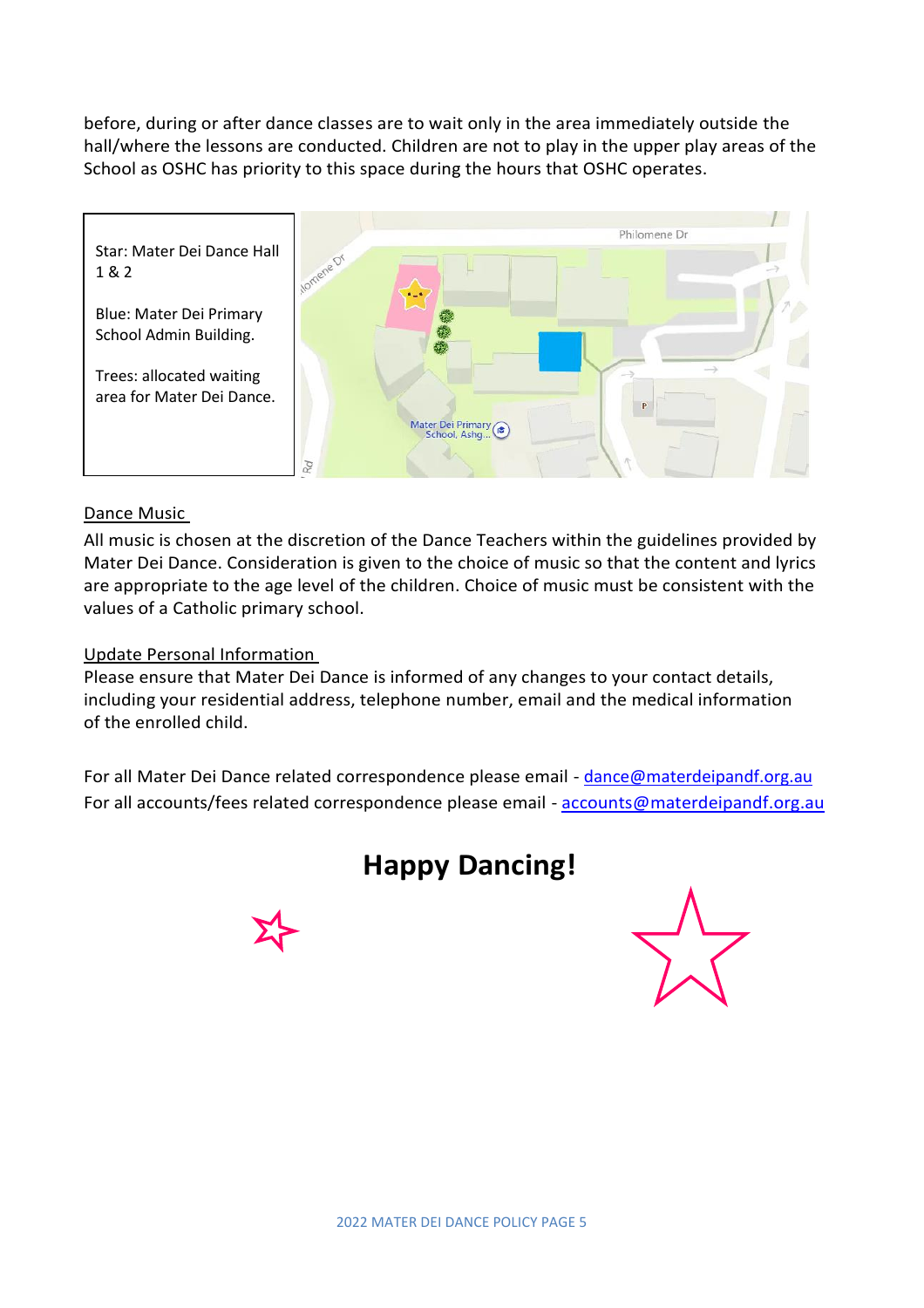before, during or after dance classes are to wait only in the area immediately outside the hall/where the lessons are conducted. Children are not to play in the upper play areas of the School as OSHC has priority to this space during the hours that OSHC operates.

Star: Mater Dei Dance Hall 1 & 2

Blue: Mater Dei Primary School Admin Building.

Trees: allocated waiting area for Mater Dei Dance.

Philomene Dr

Mater Dei Primary School, Ashg...

Rd

## Dance Music

All music is chosen at the discretion of the Dance Teachers within the guidelines provided by Mater Dei Dance. Consideration is given to the choice of music so that the content and lyrics are appropriate to the age level of the children. Choice of music must be consistent with the values of a Catholic primary school.

## Update Personal Information

Please ensure that Mater Dei Dance is informed of any changes to your contact details, including your residential address, telephone number, email and the medical information of the enrolled child.

For all Mater Dei Dance related correspondence please email - dance@materdeipandf.org.au

For all accounts/fees related correspondence please email - accounts@materdeipandf.org.au

# Happy Dancing!